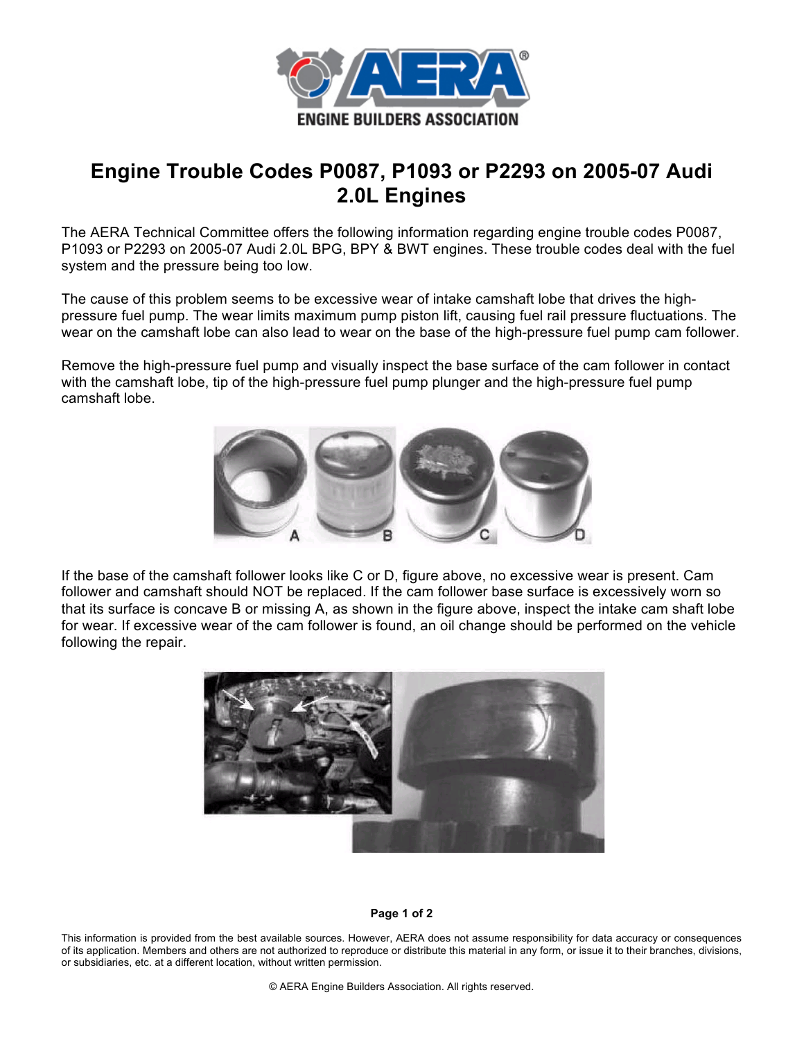# Engine Trouble Codes P0087, P1093 or P2293 on 2005-07 Audi 2.0L Engines

The AERA Technical Committee offers the following information regarding engine trouble codes P0087, P1093 or P2293 on 2005-07 Audi 2.0L BPG, BPY & BWT engines. These trouble codes deal with the fuel system and the pressure being too low.

The cause of this problem seems to be excessive wear of intake camshaft lobe that drives the high-pressure fuel pump. The wear limits maximum pump piston lift, causing fuel rail pressure fluctuations. The wear on the camshaft lobe can also lead to wear on the base of the high-pressure fuel pump cam follower.

Remove the high-pressure fuel pump and visually inspect the base surface of the cam follower in contact with the camshaft lobe, tip of the high-pressure fuel pump plunger and the high-pressure fuel pump camshaft lobe.

If the base of the camshaft follower looks like C or D, figure above, no excessive wear is present. Cam follower and camshaft should NOT be replaced. If the cam follower base surface is excessively worn so that its surface is concave B or missing A, as shown in the figure above, inspect the intake cam shaft lobe for wear. If excessive wear of the cam follower is found, an oil change should be performed on the vehicle following the repair.

This information is provided from the best available sources. However, AERA does not assume responsibility for data accuracy or consequences of its application. Members and others are not authorized to reproduce or distribute this material in any form, or issue it to their branches, divisions, or subsidiaries, etc. at a different location, without written permission.

© AERA Engine Builders Association. All rights reserved.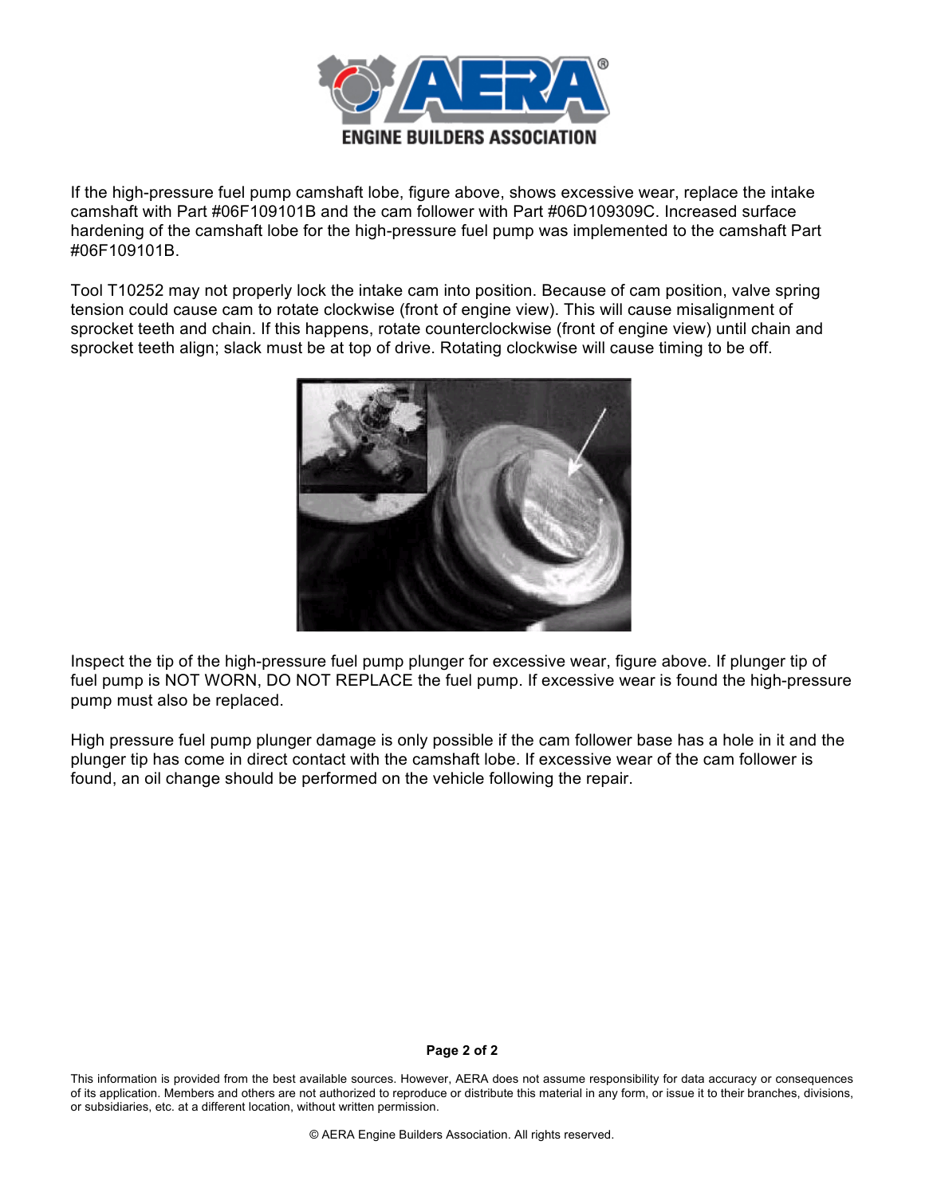If the high-pressure fuel pump camshaft lobe, figure above, shows excessive wear, replace the intake camshaft with Part #06F109101B and the cam follower with Part #06D109309C. Increased surface hardening of the camshaft lobe for the high-pressure fuel pump was implemented to the camshaft Part #06F109101B.

Tool T10252 may not properly lock the intake cam into position. Because of cam position, valve spring tension could cause cam to rotate clockwise (front of engine view). This will cause misalignment of sprocket teeth and chain. If this happens, rotate counterclockwise (front of engine view) until chain and sprocket teeth align; slack must be at top of drive. Rotating clockwise will cause timing to be off.

Inspect the tip of the high-pressure fuel pump plunger for excessive wear, figure above. If plunger tip of fuel pump is NOT WORN, DO NOT REPLACE the fuel pump. If excessive wear is found the high-pressure pump must also be replaced.

High pressure fuel pump plunger damage is only possible if the cam follower base has a hole in it and the plunger tip has come in direct contact with the camshaft lobe. If excessive wear of the cam follower is found, an oil change should be performed on the vehicle following the repair.

This information is provided from the best available sources. However, AERA does not assume responsibility for data accuracy or consequences of its application. Members and others are not authorized to reproduce or distribute this material in any form, or issue it to their branches, divisions, or subsidiaries, etc. at a different location, without written permission.

© AERA Engine Builders Association. All rights reserved.